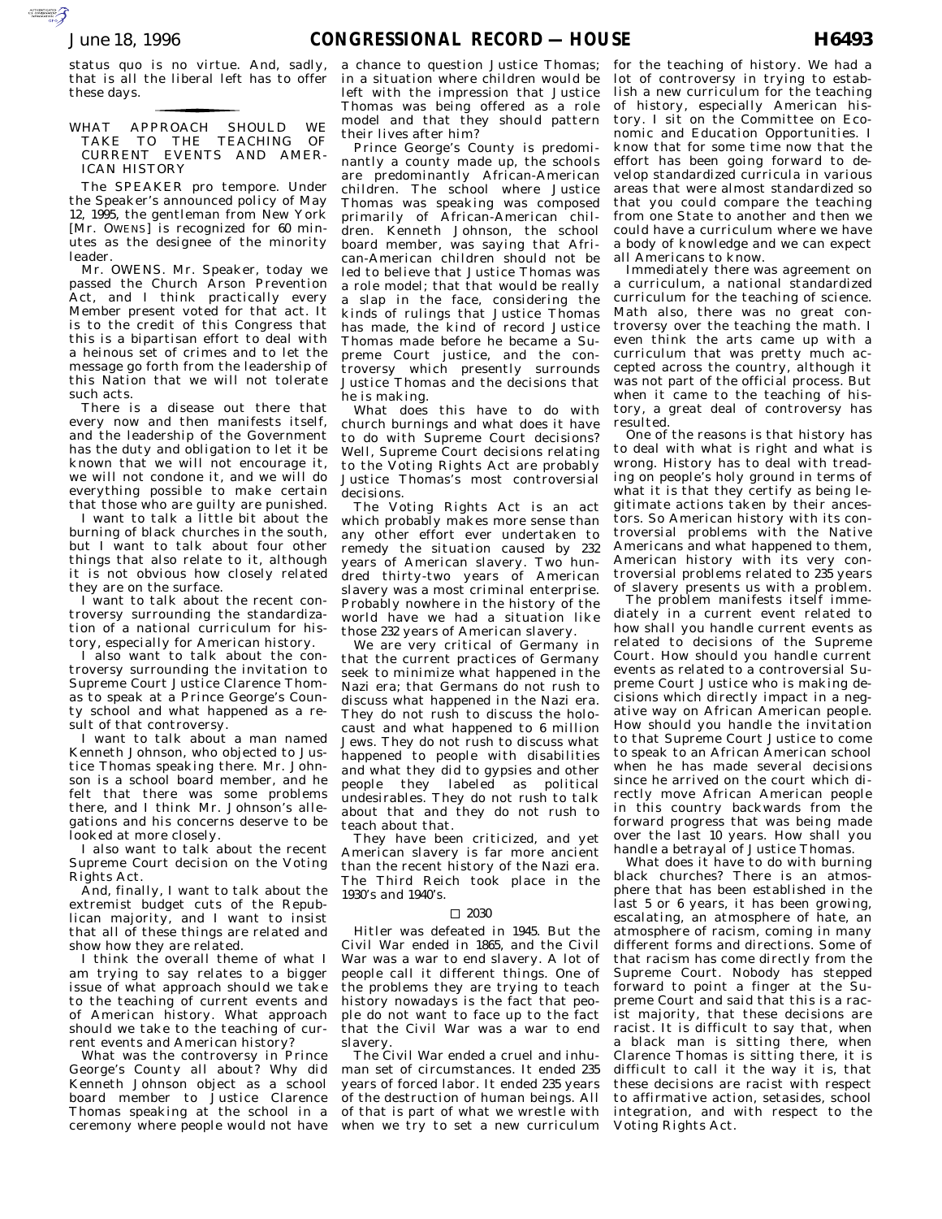status quo is no virtue. And, sadly, that is all the liberal left has to offer these days.

## WHAT APPROACH SHOULD WE TAKE TO THE TEACHING OF CURRENT EVENTS AND AMERICAN HISTORY

The SPEAKER pro tempore. Under the Speaker's announced policy of May 12, 1995, the gentleman from New York [Mr. OWENS] is recognized for 60 minutes as the designee of the minority leader.

Mr. OWENS. Mr. Speaker, today we passed the Church Arson Prevention Act, and I think practically every Member present voted for that act. It is to the credit of this Congress that this is a bipartisan effort to deal with a heinous set of crimes and to let the message go forth from the leadership of this Nation that we will not tolerate such acts.

There is a disease out there that every now and then manifests itself, and the leadership of the Government has the duty and obligation to let it be known that we will not encourage it, we will not condone it, and we will do everything possible to make certain that those who are guilty are punished.

I want to talk a little bit about the burning of black churches in the south, but I want to talk about four other things that also relate to it, although it is not obvious how closely related they are on the surface.

I want to talk about the recent controversy surrounding the standardization of a national curriculum for history, especially for American history.

I also want to talk about the controversy surrounding the invitation to Supreme Court Justice Clarence Thomas to speak at a Prince George's County school and what happened as a result of that controversy.

I want to talk about a man named Kenneth Johnson, who objected to Justice Thomas speaking there. Mr. Johnson is a school board member, and he felt that there was some problems there, and I think Mr. Johnson's allegations and his concerns deserve to be looked at more closely.

I also want to talk about the recent Supreme Court decision on the Voting Rights Act.

And, finally, I want to talk about the extremist budget cuts of the Republican majority, and I want to insist that all of these things are related and show how they are related.

I think the overall theme of what I am trying to say relates to a bigger issue of what approach should we take to the teaching of current events and of American history. What approach should we take to the teaching of current events and American history?

What was the controversy in Prince George's County all about? Why did Kenneth Johnson object as a school board member to Justice Clarence Thomas speaking at the school in a ceremony where people would not have a chance to question Justice Thomas; in a situation where children would be left with the impression that Justice Thomas was being offered as a role model and that they should pattern their lives after him?

Prince George's County is predominantly a county made up, the schools are predominantly African-American children. The school where Justice Thomas was speaking was composed primarily of African-American children. Kenneth Johnson, the school board member, was saying that African-American children should not be led to believe that Justice Thomas was a role model; that that would be really a slap in the face, considering the kinds of rulings that Justice Thomas has made, the kind of record Justice Thomas made before he became a Supreme Court justice, and the controversy which presently surrounds Justice Thomas and the decisions that he is making.

What does this have to do with church burnings and what does it have to do with Supreme Court decisions? Well, Supreme Court decisions relating to the Voting Rights Act are probably Justice Thomas's most controversial decisions.

The Voting Rights Act is an act which probably makes more sense than any other effort ever undertaken to remedy the situation caused by 232 years of American slavery. Two hundred thirty-two years of American slavery was a most criminal enterprise. Probably nowhere in the history of the world have we had a situation like those 232 years of American slavery.

We are very critical of Germany in that the current practices of Germany seek to minimize what happened in the Nazi era; that Germans do not rush to discuss what happened in the Nazi era. They do not rush to discuss the holocaust and what happened to 6 million Jews. They do not rush to discuss what happened to people with disabilities and what they did to gypsies and other people they labeled as political undesirables. They do not rush to talk about that and they do not rush to teach about that.

They have been criticized, and yet American slavery is far more ancient than the recent history of the Nazi era. The Third Reich took place in the 1930's and 1940's.

☐ 2030

Hitler was defeated in 1945. But the Civil War ended in 1865, and the Civil War was a war to end slavery. A lot of people call it different things. One of the problems they are trying to teach history nowadays is the fact that people do not want to face up to the fact that the Civil War was a war to end slavery.

The Civil War ended a cruel and inhuman set of circumstances. It ended 235 years of forced labor. It ended 235 years of the destruction of human beings. All of that is part of what we wrestle with when we try to set a new curriculum for the teaching of history. We had a lot of controversy in trying to establish a new curriculum for the teaching of history, especially American history. I sit on the Committee on Economic and Education Opportunities. I know that for some time now that the effort has been going forward to develop standardized curricula in various areas that were almost standardized so that you could compare the teaching from one State to another and then we could have a curriculum where we have a body of knowledge and we can expect all Americans to know.

Immediately there was agreement on a curriculum, a national standardized curriculum for the teaching of science. Math also, there was no great controversy over the teaching the math. I even think the arts came up with a curriculum that was pretty much accepted across the country, although it was not part of the official process. But when it came to the teaching of history, a great deal of controversy has resulted.

One of the reasons is that history has to deal with what is right and what is wrong. History has to deal with treading on people's holy ground in terms of what it is that they certify as being legitimate actions taken by their ancestors. So American history with its controversial problems with the Native Americans and what happened to them, American history with its very controversial problems related to 235 years of slavery presents us with a problem.

The problem manifests itself immediately in a current event related to how shall you handle current events as related to decisions of the Supreme Court. How should you handle current events as related to a controversial Supreme Court Justice who is making decisions which directly impact in a negative way on African American people. How should you handle the invitation to that Supreme Court Justice to come to speak to an African American school when he has made several decisions since he arrived on the court which directly move African American people in this country backwards from the forward progress that was being made over the last 10 years. How shall you handle a betrayal of Justice Thomas.

What does it have to do with burning black churches? There is an atmosphere that has been established in the last 5 or 6 years, it has been growing, escalating, an atmosphere of hate, an atmosphere of racism, coming in many different forms and directions. Some of that racism has come directly from the Supreme Court. Nobody has stepped forward to point a finger at the Supreme Court and said that this is a racist majority, that these decisions are racist. It is difficult to say that, when a black man is sitting there, when Clarence Thomas is sitting there, it is difficult to call it the way it is, that these decisions are racist with respect to affirmative action, setasides, school integration, and with respect to the Voting Rights Act.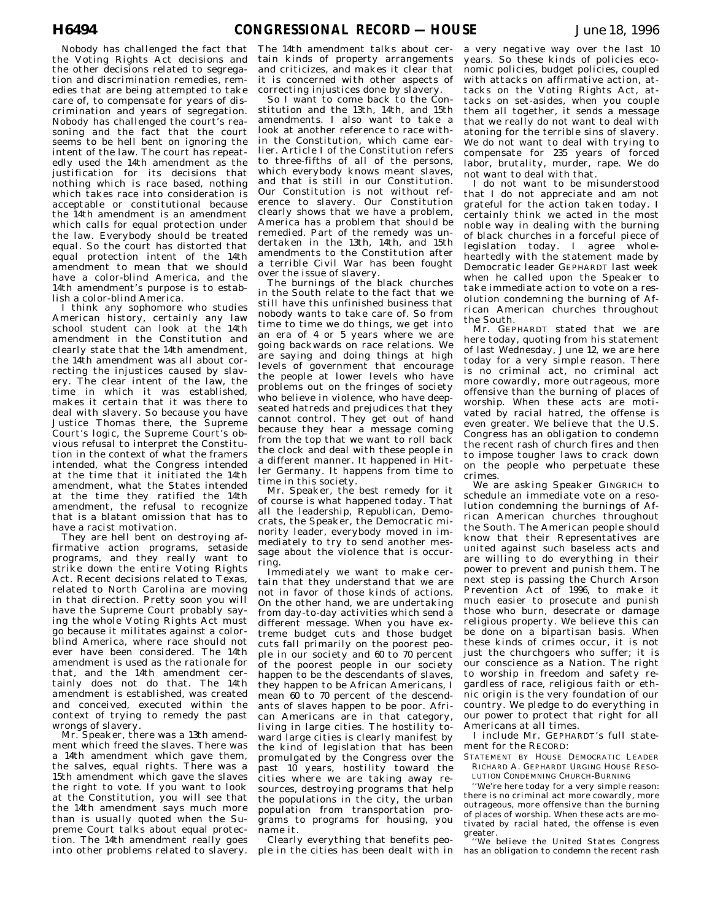Nobody has challenged the fact that the Voting Rights Act decisions and the other decisions related to segregation and discrimination remedies, remedies that are being attempted to take care of, to compensate for years of discrimination and years of segregation. Nobody has challenged the court's reasoning and the fact that the court seems to be hell bent on ignoring the intent of the law. The court has repeatedly used the 14th amendment as the justification for its decisions that nothing which is race based, nothing which takes race into consideration is acceptable or constitutional because the 14th amendment is an amendment which calls for equal protection under the law. Everybody should be treated equal. So the court has distorted that equal protection intent of the 14th amendment to mean that we should have a color-blind America, and the 14th amendment's purpose is to establish a color-blind America.

I think any sophomore who studies American history, certainly any law school student can look at the 14th amendment in the Constitution and clearly state that the 14th amendment, the 14th amendment was all about correcting the injustices caused by slavery. The clear intent of the law, the time in which it was established, makes it certain that it was there to deal with slavery. So because you have Justice Thomas there, the Supreme Court's logic, the Supreme Court's obvious refusal to interpret the Constitution in the context of what the framers intended, what the Congress intended at the time that it initiated the 14th amendment, what the States intended at the time they ratified the 14th amendment, the refusal to recognize that is a blatant omission that has to have a racist motivation.

They are hell bent on destroying affirmative action programs, setaside programs, and they really want to strike down the entire Voting Rights Act. Recent decisions related to Texas, related to North Carolina are moving in that direction. Pretty soon you will have the Supreme Court probably saying the whole Voting Rights Act must go because it militates against a color-blind America, where race should not ever have been considered. The 14th amendment is used as the rationale for that, and the 14th amendment certainly does not do that. The 14th amendment is established, was created and conceived, executed within the context of trying to remedy the past wrongs of slavery.

Mr. Speaker, there was a 13th amendment which freed the slaves. There was a 14th amendment which gave them, the salves, equal rights. There was a 15th amendment which gave the slaves the right to vote. If you want to look at the Constitution, you will see that the 14th amendment says much more than is usually quoted when the Supreme Court talks about equal protection. The 14th amendment really goes into other problems related to slavery. The 14th amendment talks about certain kinds of property arrangements and criticizes, and makes it clear that it is concerned with other aspects of correcting injustices done by slavery.

So I want to come back to the Constitution and the 13th, 14th, and 15th amendments. I also want to take a look at another reference to race within the Constitution, which came earlier. Article I of the Constitution refers to three-fifths of all of the persons, which everybody knows meant slaves, and that is still in our Constitution. Our Constitution is not without reference to slavery. Our Constitution clearly shows that we have a problem, America has a problem that should be remedied. Part of the remedy was undertaken in the 13th, 14th, and 15th amendments to the Constitution after a terrible Civil War has been fought over the issue of slavery.

The burnings of the black churches in the South relate to the fact that we still have this unfinished business that nobody wants to take care of. So from time to time we do things, we get into an era of 4 or 5 years where we are going backwards on race relations. We are saying and doing things at high levels of government that encourage the people at lower levels who have problems out on the fringes of society who believe in violence, who have deep-seated hatreds and prejudices that they cannot control. They get out of hand because they hear a message coming from the top that we want to roll back the clock and deal with these people in a different manner. It happened in Hitler Germany. It happens from time to time in this society.

Mr. Speaker, the best remedy for it of course is what happened today. That all the leadership, Republican, Democrats, the Speaker, the Democratic minority leader, everybody moved in immediately to try to send another message about the violence that is occurring.

Immediately we want to make certain that they understand that we are not in favor of those kinds of actions. On the other hand, we are undertaking from day-to-day activities which send a different message. When you have extreme budget cuts and those budget cuts fall primarily on the poorest people in our society and 60 to 70 percent of the poorest people in our society happen to be the descendants of slaves, they happen to be African Americans, I mean 60 to 70 percent of the descendants of slaves happen to be poor. African Americans are in that category, living in large cities. The hostility toward large cities is clearly manifest by the kind of legislation that has been promulgated by the Congress over the past 10 years, hostility toward the cities where we are taking away resources, destroying programs that help the populations in the city, the urban population from transportation programs to programs for housing, you name it.

Clearly everything that benefits people in the cities has been dealt with in a very negative way over the last 10 years. So these kinds of policies economic policies, budget policies, coupled with attacks on affirmative action, attacks on the Voting Rights Act, attacks on set-asides, when you couple them all together, it sends a message that we really do not want to deal with atoning for the terrible sins of slavery. We do not want to deal with trying to compensate for 235 years of forced labor, brutality, murder, rape. We do not want to deal with that.

I do not want to be misunderstood that I do not appreciate and am not grateful for the action taken today. I certainly think we acted in the most noble way in dealing with the burning of black churches in a forceful piece of legislation today. I agree wholeheartedly with the statement made by Democratic leader GEPHARDT last week when he called upon the Speaker to take immediate action to vote on a resolution condemning the burning of African American churches throughout the South.

Mr. GEPHARDT stated that we are here today, quoting from his statement of last Wednesday, June 12, we are here today for a very simple reason. There is no criminal act, no criminal act more cowardly, more outrageous, more offensive than the burning of places of worship. When these acts are motivated by racial hatred, the offense is even greater. We believe that the U.S. Congress has an obligation to condemn the recent rash of church fires and then to impose tougher laws to crack down on the people who perpetuate these crimes.

We are asking Speaker GINGRICH to schedule an immediate vote on a resolution condemning the burnings of African American churches throughout the South. The American people should know that their Representatives are united against such baseless acts and are willing to do everything in their power to prevent and punish them. The next step is passing the Church Arson Prevention Act of 1996, to make it much easier to prosecute and punish those who burn, desecrate or damage religious property. We believe this can be done on a bipartisan basis. When these kinds of crimes occur, it is not just the churchgoers who suffer; it is our conscience as a Nation. The right to worship in freedom and safety regardless of race, religious faith or ethnic origin is the very foundation of our country. We pledge to do everything in our power to protect that right for all Americans at all times.

I include Mr. GEPHARDT's full statement for the RECORD:

STATEMENT BY HOUSE DEMOCRATIC LEADER RICHARD A. GEPHARDT URGING HOUSE RESOLUTION CONDEMNING CHURCH-BURNING

"We're here today for a very simple reason: there is no criminal act more cowardly, more outrageous, more offensive than the burning of places of worship. When these acts are motivated by racial hated, the offense is even greater.

"We believe the United States Congress has an obligation to condemn the recent rash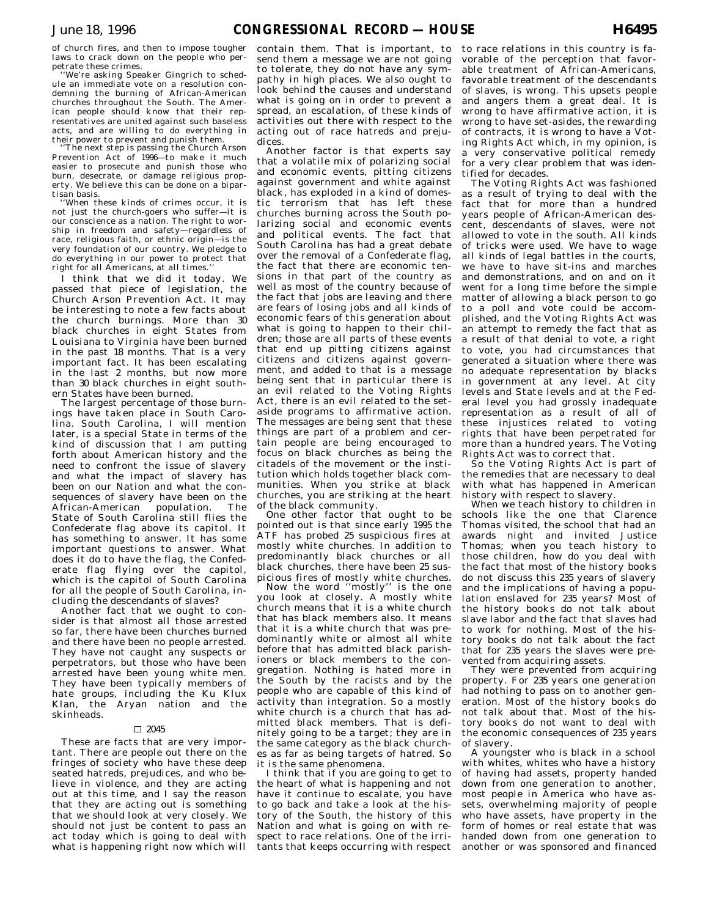of church fires, and then to impose tougher laws to crack down on the people who perpetrate these crimes.

"We're asking Speaker Gingrich to schedule an immediate vote on a resolution condemning the burning of African-American churches throughout the South. The American people should know that their representatives are united against such baseless acts, and are willing to do everything in their power to prevent and punish them.

"The next step is passing the Church Arson Prevention Act of 1996—to make it much easier to prosecute and punish those who burn, desecrate, or damage religious property. We believe this can be done on a bipartisan basis.

"When these kinds of crimes occur, it is not just the church-goers who suffer—it is our conscience as a nation. The right to worship in freedom and safety—regardless of race, religious faith, or ethnic origin—is the very foundation of our country. We pledge to do everything in our power to protect that right for all Americans, at all times."

I think that we did it today. We passed that piece of legislation, the Church Arson Prevention Act. It may be interesting to note a few facts about the church burnings. More than 30 black churches in eight States from Louisiana to Virginia have been burned in the past 18 months. That is a very important fact. It has been escalating in the last 2 months, but now more than 30 black churches in eight southern States have been burned.

The largest percentage of those burnings have taken place in South Carolina. South Carolina, I will mention later, is a special State in terms of the kind of discussion that I am putting forth about American history and the need to confront the issue of slavery and what the impact of slavery has been on our Nation and what the consequences of slavery have been on the African-American population. The State of South Carolina still flies the Confederate flag above its capitol. It has something to answer. It has some important questions to answer. What does it do to have the flag, the Confederate flag flying over the capitol, which is the capitol of South Carolina for all the people of South Carolina, including the descendants of slaves?

Another fact that we ought to consider is that almost all those arrested so far, there have been churches burned and there have been no people arrested. They have not caught any suspects or perpetrators, but those who have been arrested have been young white men. They have been typically members of hate groups, including the Ku Klux Klan, the Aryan nation and the skinheads.

□ 2045

These are facts that are very important. There are people out there on the fringes of society who have these deep seated hatreds, prejudices, and who believe in violence, and they are acting out at this time, and I say the reason that they are acting out is something that we should look at very closely. We should not just be content to pass an act today which is going to deal with what is happening right now which will contain them. That is important, to send them a message we are not going to tolerate, they do not have any sympathy in high places. We also ought to look behind the causes and understand what is going on in order to prevent a spread, an escalation, of these kinds of activities out there with respect to the acting out of race hatreds and prejudices.

Another factor is that experts say that a volatile mix of polarizing social and economic events, pitting citizens against government and white against black, has exploded in a kind of domestic terrorism that has left these churches burning across the South polarizing social and economic events and political events. The fact that South Carolina has had a great debate over the removal of a Confederate flag, the fact that there are economic tensions in that part of the country as well as most of the country because of the fact that jobs are leaving and there are fears of losing jobs and all kinds of economic fears of this generation about what is going to happen to their children; those are all parts of these events that end up pitting citizens against citizens and citizens against government, and added to that is a message being sent that in particular there is an evil related to the Voting Rights Act, there is an evil related to the set-aside programs to affirmative action. The messages are being sent that these things are part of a problem and certain people are being encouraged to focus on black churches as being the citadels of the movement or the institution which holds together black communities. When you strike at black churches, you are striking at the heart of the black community.

One other factor that ought to be pointed out is that since early 1995 the ATF has probed 25 suspicious fires at mostly white churches. In addition to predominantly black churches or all black churches, there have been 25 suspicious fires of mostly white churches.

Now the word "mostly" is the one you look at closely. A mostly white church means that it is a white church that has black members also. It means that it is a white church that was predominantly white or almost all white before that has admitted black parishioners or black members to the congregation. Nothing is hated more in the South by the racists and by the people who are capable of this kind of activity than integration. So a mostly white church is a church that has admitted black members. That is definitely going to be a target; they are in the same category as the black churches as far as being targets of hatred. So it is the same phenomena.

I think that if you are going to get to the heart of what is happening and not have it continue to escalate, you have to go back and take a look at the history of the South, the history of this Nation and what is going on with respect to race relations. One of the irritants that keeps occurring with respect to race relations in this country is favorable of the perception that favorable treatment of African-Americans, favorable treatment of the descendants of slaves, is wrong. This upsets people and angers them a great deal. It is wrong to have affirmative action, it is wrong to have set-asides, the rewarding of contracts, it is wrong to have a Voting Rights Act which, in my opinion, is a very conservative political remedy for a very clear problem that was identified for decades.

The Voting Rights Act was fashioned as a result of trying to deal with the fact that for more than a hundred years people of African-American descent, descendants of slaves, were not allowed to vote in the south. All kinds of tricks were used. We have to wage all kinds of legal battles in the courts, we have to have sit-ins and marches and demonstrations, and on and on it went for a long time before the simple matter of allowing a black person to go to a poll and vote could be accomplished, and the Voting Rights Act was an attempt to remedy the fact that as a result of that denial to vote, a right to vote, you had circumstances that generated a situation where there was no adequate representation by blacks in government at any level. At city levels and State levels and at the Federal level you had grossly inadequate representation as a result of all of these injustices related to voting rights that have been perpetrated for more than a hundred years. The Voting Rights Act was to correct that.

So the Voting Rights Act is part of the remedies that are necessary to deal with what has happened in American history with respect to slavery.

When we teach history to children in schools like the one that Clarence Thomas visited, the school that had an awards night and invited Justice Thomas; when you teach history to those children, how do you deal with the fact that most of the history books do not discuss this 235 years of slavery and the implications of having a population enslaved for 235 years? Most of the history books do not talk about slave labor and the fact that slaves had to work for nothing. Most of the history books do not talk about the fact that for 235 years the slaves were prevented from acquiring assets.

They were prevented from acquiring property. For 235 years one generation had nothing to pass on to another generation. Most of the history books do not talk about that. Most of the history books do not want to deal with the economic consequences of 235 years of slavery.

A youngster who is black in a school with whites, whites who have a history of having had assets, property handed down from one generation to another, most people in America who have assets, overwhelming majority of people who have assets, have property in the form of homes or real estate that was handed down from one generation to another or was sponsored and financed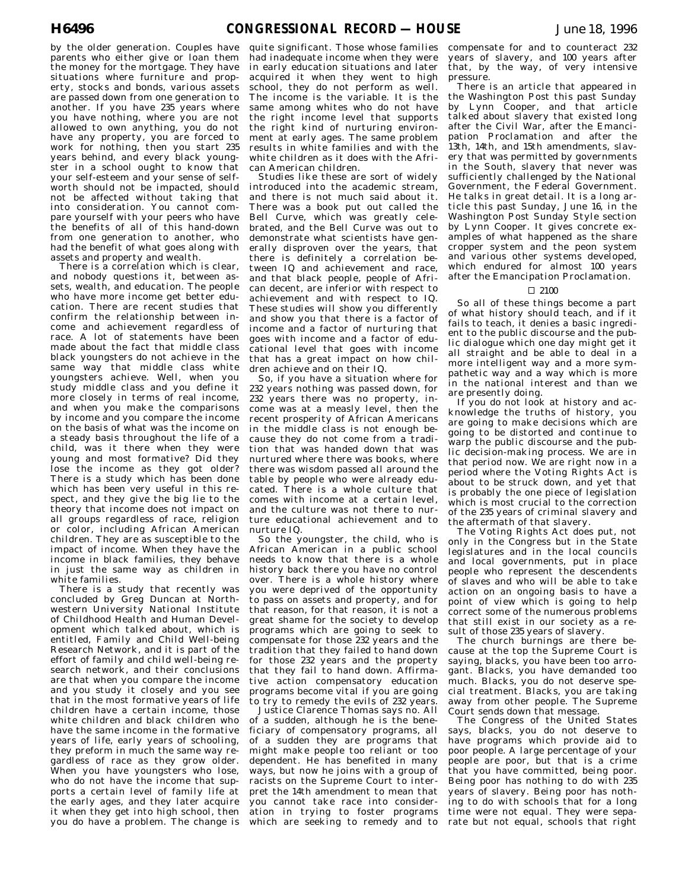by the older generation. Couples have parents who either give or loan them the money for the mortgage. They have situations where furniture and property, stocks and bonds, various assets are passed down from one generation to another. If you have 235 years where you have nothing, where you are not allowed to own anything, you do not have any property, you are forced to work for nothing, then you start 235 years behind, and every black youngster in a school ought to know that your self-esteem and your sense of self-worth should not be impacted, should not be affected without taking that into consideration. You cannot compare yourself with your peers who have the benefits of all of this hand-down from one generation to another, who had the benefit of what goes along with assets and property and wealth.

There is a correlation which is clear, and nobody questions it, between assets, wealth, and education. The people who have more income get better education. There are recent studies that confirm the relationship between income and achievement regardless of race. A lot of statements have been made about the fact that middle class black youngsters do not achieve in the same way that middle class white youngsters achieve. Well, when you study middle class and you define it more closely in terms of real income, and when you make the comparisons by income and you compare the income on the basis of what was the income on a steady basis throughout the life of a child, was it there when they were young and most formative? Did they lose the income as they got older? There is a study which has been done which has been very useful in this respect, and they give the big lie to the theory that income does not impact on all groups regardless of race, religion or color, including African American children. They are as susceptible to the impact of income. When they have the income in black families, they behave in just the same way as children in white families.

There is a study that recently was concluded by Greg Duncan at Northwestern University National Institute of Childhood Health and Human Development which talked about, which is entitled, Family and Child Well-being Research Network, and it is part of the effort of family and child well-being research network, and their conclusions are that when you compare the income and you study it closely and you see that in the most formative years of life children have a certain income, those white children and black children who have the same income in the formative years of life, early years of schooling, they preform in much the same way regardless of race as they grow older. When you have youngsters who lose, who do not have the income that supports a certain level of family life at the early ages, and they later acquire it when they get into high school, then you do have a problem. The change is quite significant. Those whose families had inadequate income when they were in early education situations and later acquired it when they went to high school, they do not perform as well. The income is the variable. It is the same among whites who do not have the right income level that supports the right kind of nurturing environment at early ages. The same problem results in white families and with the white children as it does with the African American children.

Studies like these are sort of widely introduced into the academic stream, and there is not much said about it. There was a book put out called the Bell Curve, which was greatly celebrated, and the Bell Curve was out to demonstrate what scientists have generally disproven over the years, that there is definitely a correlation between IQ and achievement and race, and that black people, people of African decent, are inferior with respect to achievement and with respect to IQ. These studies will show you differently and show you that there is a factor of income and a factor of nurturing that goes with income and a factor of educational level that goes with income that has a great impact on how children achieve and on their IQ.

So, if you have a situation where for 232 years nothing was passed down, for 232 years there was no property, income was at a measly level, then the recent prosperity of African Americans in the middle class is not enough because they do not come from a tradition that was handed down that was nurtured where there was books, where there was wisdom passed all around the table by people who were already educated. There is a whole culture that comes with income at a certain level, and the culture was not there to nurture educational achievement and to nurture IQ.

So the youngster, the child, who is African American in a public school needs to know that there is a whole history back there you have no control over. There is a whole history where you were deprived of the opportunity to pass on assets and property, and for that reason, for that reason, it is not a great shame for the society to develop programs which are going to seek to compensate for those 232 years and the tradition that they failed to hand down for those 232 years and the property that they fail to hand down. Affirmative action compensatory education programs become vital if you are going to try to remedy the evils of 232 years.

Justice Clarence Thomas says no. All of a sudden, although he is the beneficiary of compensatory programs, all of a sudden they are programs that might make people too reliant or too dependent. He has benefited in many ways, but now he joins with a group of racists on the Supreme Court to interpret the 14th amendment to mean that you cannot take race into consideration in trying to foster programs which are seeking to remedy and to compensate for and to counteract 232 years of slavery, and 100 years after that, by the way, of very intensive pressure.

There is an article that appeared in the Washington Post this past Sunday by Lynn Cooper, and that article talked about slavery that existed long after the Civil War, after the Emancipation Proclamation and after the 13th, 14th, and 15th amendments, slavery that was permitted by governments in the South, slavery that never was sufficiently challenged by the National Government, the Federal Government. He talks in great detail. It is a long article this past Sunday, June 16, in the Washington Post Sunday Style section by Lynn Cooper. It gives concrete examples of what happened as the share cropper system and the peon system and various other systems developed, which endured for almost 100 years after the Emancipation Proclamation.

☐ 2100

So all of these things become a part of what history should teach, and if it fails to teach, it denies a basic ingredient to the public discourse and the public dialogue which one day might get it all straight and be able to deal in a more intelligent way and a more sympathetic way and a way which is more in the national interest and than we are presently doing.

If you do not look at history and acknowledge the truths of history, you are going to make decisions which are going to be distorted and continue to warp the public discourse and the public decision-making process. We are in that period now. We are right now in a period where the Voting Rights Act is about to be struck down, and yet that is probably the one piece of legislation which is most crucial to the correction of the 235 years of criminal slavery and the aftermath of that slavery.

The Voting Rights Act does put, not only in the Congress but in the State legislatures and in the local councils and local governments, put in place people who represent the descendents of slaves and who will be able to take action on an ongoing basis to have a point of view which is going to help correct some of the numerous problems that still exist in our society as a result of those 235 years of slavery.

The church burnings are there because at the top the Supreme Court is saying, blacks, you have been too arrogant. Blacks, you have demanded too much. Blacks, you do not deserve special treatment. Blacks, you are taking away from other people. The Supreme Court sends down that message.

The Congress of the United States says, blacks, you do not deserve to have programs which provide aid to poor people. A large percentage of your people are poor, but that is a crime that you have committed, being poor. Being poor has nothing to do with 235 years of slavery. Being poor has nothing to do with schools that for a long time were not equal. They were separate but not equal, schools that right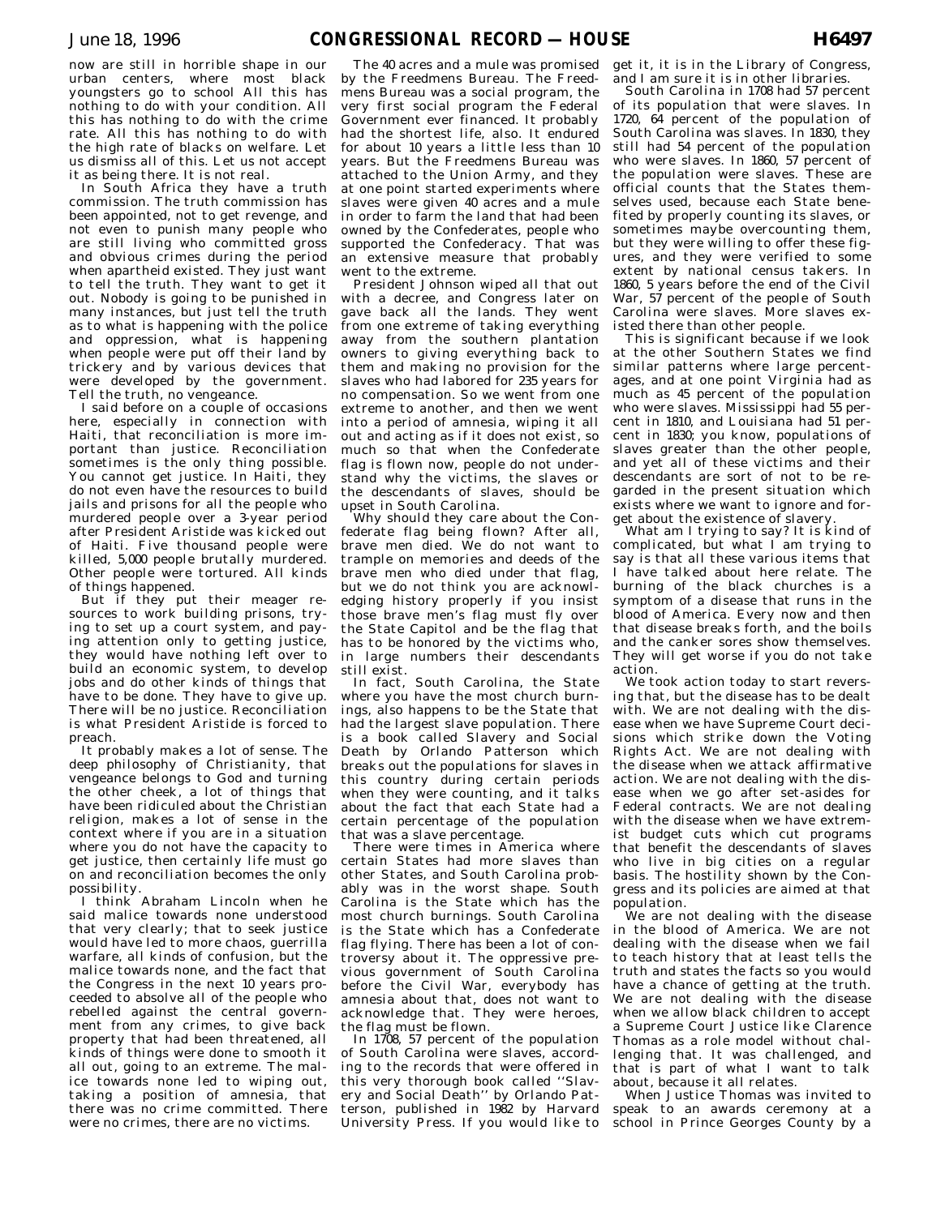now are still in horrible shape in our urban centers, where most black youngsters go to school All this has nothing to do with your condition. All this has nothing to do with the crime rate. All this has nothing to do with the high rate of blacks on welfare. Let us dismiss all of this. Let us not accept it as being there. It is not real.

In South Africa they have a truth commission. The truth commission has been appointed, not to get revenge, and not even to punish many people who are still living who committed gross and obvious crimes during the period when apartheid existed. They just want to tell the truth. They want to get it out. Nobody is going to be punished in many instances, but just tell the truth as to what is happening with the police and oppression, what is happening when people were put off their land by trickery and by various devices that were developed by the government. Tell the truth, no vengeance.

I said before on a couple of occasions here, especially in connection with Haiti, that reconciliation is more important than justice. Reconciliation sometimes is the only thing possible. You cannot get justice. In Haiti, they do not even have the resources to build jails and prisons for all the people who murdered people over a 3-year period after President Aristide was kicked out of Haiti. Five thousand people were killed, 5,000 people brutally murdered. Other people were tortured. All kinds of things happened.

But if they put their meager resources to work building prisons, trying to set up a court system, and paying attention only to getting justice, they would have nothing left over to build an economic system, to develop jobs and do other kinds of things that have to be done. They have to give up. There will be no justice. Reconciliation is what President Aristide is forced to preach.

It probably makes a lot of sense. The deep philosophy of Christianity, that vengeance belongs to God and turning the other cheek, a lot of things that have been ridiculed about the Christian religion, makes a lot of sense in the context where if you are in a situation where you do not have the capacity to get justice, then certainly life must go on and reconciliation becomes the only possibility.

I think Abraham Lincoln when he said malice towards none understood that very clearly; that to seek justice would have led to more chaos, guerrilla warfare, all kinds of confusion, but the malice towards none, and the fact that the Congress in the next 10 years proceeded to absolve all of the people who rebelled against the central government from any crimes, to give back property that had been threatened, all kinds of things were done to smooth it all out, going to an extreme. The malice towards none led to wiping out, taking a position of amnesia, that there was no crime committed. There were no crimes, there are no victims.

The 40 acres and a mule was promised by the Freedmens Bureau. The Freedmens Bureau was a social program, the very first social program the Federal Government ever financed. It probably had the shortest life, also. It endured for about 10 years a little less than 10 years. But the Freedmens Bureau was attached to the Union Army, and they at one point started experiments where slaves were given 40 acres and a mule in order to farm the land that had been owned by the Confederates, people who supported the Confederacy. That was an extensive measure that probably went to the extreme.

President Johnson wiped all that out with a decree, and Congress later on gave back all the lands. They went from one extreme of taking everything away from the southern plantation owners to giving everything back to them and making no provision for the slaves who had labored for 235 years for no compensation. So we went from one extreme to another, and then we went into a period of amnesia, wiping it all out and acting as if it does not exist, so much so that when the Confederate flag is flown now, people do not understand why the victims, the slaves or the descendants of slaves, should be upset in South Carolina.

Why should they care about the Confederate flag being flown? After all, brave men died. We do not want to trample on memories and deeds of the brave men who died under that flag, but we do not think you are acknowledging history properly if you insist those brave men's flag must fly over the State Capitol and be the flag that has to be honored by the victims who, in large numbers their descendants still exist.

In fact, South Carolina, the State where you have the most church burnings, also happens to be the State that had the largest slave population. There is a book called Slavery and Social Death by Orlando Patterson which breaks out the populations for slaves in this country during certain periods when they were counting, and it talks about the fact that each State had a certain percentage of the population that was a slave percentage.

There were times in America where certain States had more slaves than other States, and South Carolina probably was in the worst shape. South Carolina is the State which has the most church burnings. South Carolina is the State which has a Confederate flag flying. There has been a lot of controversy about it. The oppressive previous government of South Carolina before the Civil War, everybody has amnesia about that, does not want to acknowledge that. They were heroes, the flag must be flown.

In 1708, 57 percent of the population of South Carolina were slaves, according to the records that were offered in this very thorough book called ''Slavery and Social Death'' by Orlando Patterson, published in 1982 by Harvard University Press. If you would like to get it, it is in the Library of Congress, and I am sure it is in other libraries.

South Carolina in 1708 had 57 percent of its population that were slaves. In 1720, 64 percent of the population of South Carolina was slaves. In 1830, they still had 54 percent of the population who were slaves. In 1860, 57 percent of the population were slaves. These are official counts that the States themselves used, because each State benefited by properly counting its slaves, or sometimes maybe overcounting them, but they were willing to offer these figures, and they were verified to some extent by national census takers. In 1860, 5 years before the end of the Civil War, 57 percent of the people of South Carolina were slaves. More slaves existed there than other people.

This is significant because if we look at the other Southern States we find similar patterns where large percentages, and at one point Virginia had as much as 45 percent of the population who were slaves. Mississippi had 55 percent in 1810, and Louisiana had 51 percent in 1830; you know, populations of slaves greater than the other people, and yet all of these victims and their descendants are sort of not to be regarded in the present situation which exists where we want to ignore and forget about the existence of slavery.

What am I trying to say? It is kind of complicated, but what I am trying to say is that all these various items that I have talked about here relate. The burning of the black churches is a symptom of a disease that runs in the blood of America. Every now and then that disease breaks forth, and the boils and the canker sores show themselves. They will get worse if you do not take action.

We took action today to start reversing that, but the disease has to be dealt with. We are not dealing with the disease when we have Supreme Court decisions which strike down the Voting Rights Act. We are not dealing with the disease when we attack affirmative action. We are not dealing with the disease when we go after set-asides for Federal contracts. We are not dealing with the disease when we have extremist budget cuts which cut programs that benefit the descendants of slaves who live in big cities on a regular basis. The hostility shown by the Congress and its policies are aimed at that population.

We are not dealing with the disease in the blood of America. We are not dealing with the disease when we fail to teach history that at least tells the truth and states the facts so you would have a chance of getting at the truth. We are not dealing with the disease when we allow black children to accept a Supreme Court Justice like Clarence Thomas as a role model without challenging that. It was challenged, and that is part of what I want to talk about, because it all relates.

When Justice Thomas was invited to speak to an awards ceremony at a school in Prince Georges County by a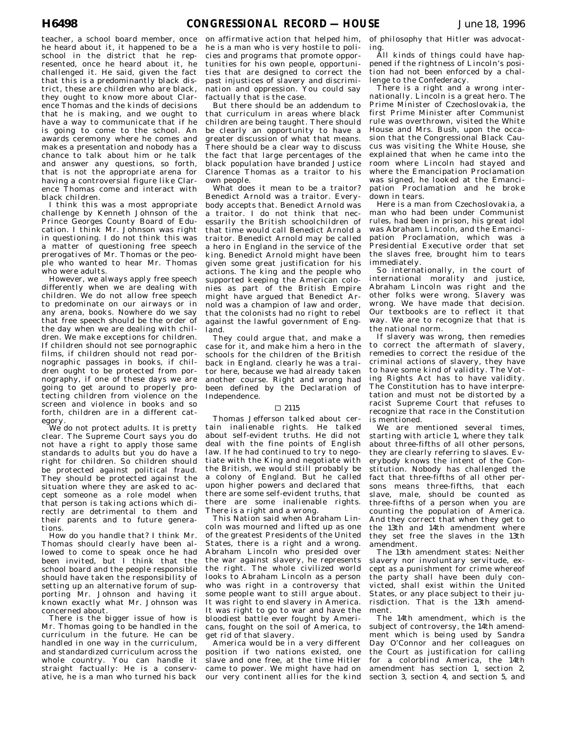teacher, a school board member, once he heard about it, it happened to be a school in the district that he represented, once he heard about it, he challenged it. He said, given the fact that this is a predominantly black district, these are children who are black, they ought to know more about Clarence Thomas and the kinds of decisions that he is making, and we ought to have a way to communicate that if he is going to come to the school. An awards ceremony where he comes and makes a presentation and nobody has a chance to talk about him or he talk and answer any questions, so forth, that is not the appropriate arena for having a controversial figure like Clarence Thomas come and interact with black children.

I think this was a most appropriate challenge by Kenneth Johnson of the Prince Georges County Board of Education. I think Mr. Johnson was right in questioning. I do not think this was a matter of questioning free speech prerogatives of Mr. Thomas or the people who wanted to hear Mr. Thomas who were adults.

However, we always apply free speech differently when we are dealing with children. We do not allow free speech to predominate on our airways or in any arena, books. Nowhere do we say that free speech should be the order of the day when we are dealing with children. We make exceptions for children. If children should not see pornographic films, if children should not read pornographic passages in books, if children ought to be protected from pornography, if one of these days we are going to get around to properly protecting children from violence on the screen and violence in books and so forth, children are in a different category.

We do not protect adults. It is pretty clear. The Supreme Court says you do not have a right to apply those same standards to adults but you do have a right for children. So children should be protected against political fraud. They should be protected against the situation where they are asked to accept someone as a role model when that person is taking actions which directly are detrimental to them and their parents and to future generations.

How do you handle that? I think Mr. Thomas should clearly have been allowed to come to speak once he had been invited, but I think that the school board and the people responsible should have taken the responsibility of setting up an alternative forum of supporting Mr. Johnson and having it known exactly what Mr. Johnson was concerned about.

There is the bigger issue of how is Mr. Thomas going to be handled in the curriculum in the future. He can be handled in one way in the curriculum, and standardized curriculum across the whole country. You can handle it straight factually: He is a conservative, he is a man who turned his back on affirmative action that helped him, he is a man who is very hostile to policies and programs that promote opportunities for his own people, opportunities that are designed to correct the past injustices of slavery and discrimination and oppression. You could say factually that is the case.

But there should be an addendum to that curriculum in areas where black children are being taught. There should be clearly an opportunity to have a greater discussion of what that means. There should be a clear way to discuss the fact that large percentages of the black population have branded Justice Clarence Thomas as a traitor to his own people.

What does it mean to be a traitor? Benedict Arnold was a traitor. Everybody accepts that. Benedict Arnold was a traitor. I do not think that necessarily the British schoolchildren of that time would call Benedict Arnold a traitor. Benedict Arnold may be called a hero in England in the service of the king. Benedict Arnold might have been given some great justification for his actions. The king and the people who supported keeping the American colonies as part of the British Empire might have argued that Benedict Arnold was a champion of law and order, that the colonists had no right to rebel against the lawful government of England.

They could argue that, and make a case for it, and make him a hero in the schools for the children of the British back in England. clearly he was a traitor here, because we had already taken another course. Right and wrong had been defined by the Declaration of Independence.

□ 2115

Thomas Jefferson talked about certain inalienable rights. He talked about self-evident truths. He did not deal with the fine points of English law. If he had continued to try to negotiate with the King and negotiate with the British, we would still probably be a colony of England. But he called upon higher powers and declared that there are some self-evident truths, that there are some inalienable rights. There is a right and a wrong.

This Nation said when Abraham Lincoln was mourned and lifted up as one of the greatest Presidents of the United States, there is a right and a wrong. Abraham Lincoln who presided over the war against slavery, he represents the right. The whole civilized world looks to Abraham Lincoln as a person who was right in a controversy that some people want to still argue about. It was right to end slavery in America. It was right to go to war and have the bloodiest battle ever fought by Americans, fought on the soil of America, to get rid of that slavery.

America would be in a very different position if two nations existed, one slave and one free, at the time Hitler came to power. We might have had on our very continent allies for the kind of philosophy that Hitler was advocating.

All kinds of things could have happened if the rightness of Lincoln's position had not been enforced by a challenge to the Confederacy.

There is a right and a wrong internationally. Lincoln is a great hero. The Prime Minister of Czechoslovakia, the first Prime Minister after Communist rule was overthrown, visited the White House and Mrs. Bush, upon the occasion that the Congressional Black Caucus was visiting the White House, she explained that when he came into the room where Lincoln had stayed and where the Emancipation Proclamation was signed, he looked at the Emancipation Proclamation and he broke down in tears.

Here is a man from Czechoslovakia, a man who had been under Communist rules, had been in prison, his great idol was Abraham Lincoln, and the Emancipation Proclamation, which was a Presidential Executive order that set the slaves free, brought him to tears immediately.

So internationally, in the court of international morality and justice, Abraham Lincoln was right and the other folks were wrong. Slavery was wrong. We have made that decision. Our textbooks are to reflect it that way. We are to recognize that that is the national norm.

If slavery was wrong, then remedies to correct the aftermath of slavery, remedies to correct the residue of the criminal actions of slavery, they have to have some kind of validity. The Voting Rights Act has to have validity. The Constitution has to have interpretation and must not be distorted by a racist Supreme Court that refuses to recognize that race in the Constitution is mentioned.

We are mentioned several times, starting with article 1, where they talk about three-fifths of all other persons, they are clearly referring to slaves. Everybody knows the intent of the Constitution. Nobody has challenged the fact that three-fifths of all other persons means three-fifths, that each slave, male, should be counted as three-fifths of a person when you are counting the population of America. And they correct that when they get to the 13th and 14th amendment where they set free the slaves in the 13th amendment.

The 13th amendment states: Neither slavery nor involuntary servitude, except as a punishment for crime whereof the party shall have been duly convicted, shall exist within the United States, or any place subject to their jurisdiction. That is the 13th amendment.

The 14th amendment, which is the subject of controversy, the 14th amendment which is being used by Sandra Day O'Connor and her colleagues on the Court as justification for calling for a colorblind America, the 14th amendment has section 1, section 2, section 3, section 4, and section 5, and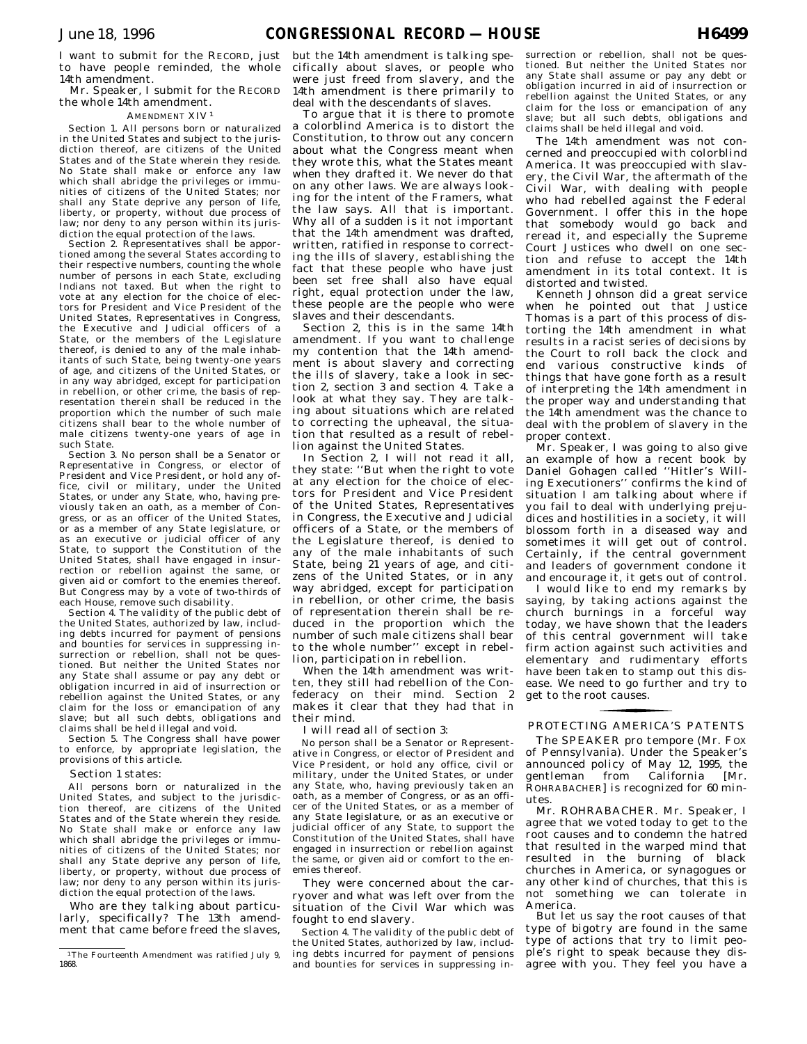I want to submit for the RECORD, just to have people reminded, the whole 14th amendment.

Mr. Speaker, I submit for the RECORD the whole 14th amendment.

AMENDMENT XIV [1]

Section 1. All persons born or naturalized in the United States and subject to the jurisdiction thereof, are citizens of the United States and of the State wherein they reside. No State shall make or enforce any law which shall abridge the privileges or immunities of citizens of the United States; nor shall any State deprive any person of life, liberty, or property, without due process of law; nor deny to any person within its jurisdiction the equal protection of the laws.

Section 2. Representatives shall be apportioned among the several States according to their respective numbers, counting the whole number of persons in each State, excluding Indians not taxed. But when the right to vote at any election for the choice of electors for President and Vice President of the United States, Representatives in Congress, the Executive and Judicial officers of a State, or the members of the Legislature thereof, is denied to any of the male inhabitants of such State, being twenty-one years of age, and citizens of the United States, or in any way abridged, except for participation in rebellion, or other crime, the basis of representation therein shall be reduced in the proportion which the number of such male citizens shall bear to the whole number of male citizens twenty-one years of age in such State.

Section 3. No person shall be a Senator or Representative in Congress, or elector of President and Vice President, or hold any office, civil or military, under the United States, or under any State, who, having previously taken an oath, as a member of Congress, or as an officer of the United States, or as a member of any State legislature, or as an executive or judicial officer of any State, to support the Constitution of the United States, shall have engaged in insurrection or rebellion against the same, or given aid or comfort to the enemies thereof. But Congress may by a vote of two-thirds of each House, remove such disability.

Section 4. The validity of the public debt of the United States, authorized by law, including debts incurred for payment of pensions and bounties for services in suppressing insurrection or rebellion, shall not be questioned. But neither the United States nor any State shall assume or pay any debt or obligation incurred in aid of insurrection or rebellion against the United States, or any claim for the loss or emancipation of any slave; but all such debts, obligations and claims shall be held illegal and void.

Section 5. The Congress shall have power to enforce, by appropriate legislation, the provisions of this article.

Section 1 states:

> All persons born or naturalized in the United States, and subject to the jurisdiction thereof, are citizens of the United States and of the State wherein they reside. No State shall make or enforce any law which shall abridge the privileges or immunities of citizens of the United States; nor shall any State deprive any person of life, liberty, or property, without due process of law; nor deny to any person within its jurisdiction the equal protection of the laws.

Who are they talking about particularly, specifically? The 13th amendment that came before freed the slaves, but the 14th amendment is talking specifically about slaves, or people who were just freed from slavery, and the 14th amendment is there primarily to deal with the descendants of slaves.

To argue that it is there to promote a colorblind America is to distort the Constitution, to throw out any concern about what the Congress meant when they wrote this, what the States meant when they drafted it. We never do that on any other laws. We are always looking for the intent of the Framers, what the law says. All that is important. Why all of a sudden is it not important that the 14th amendment was drafted, written, ratified in response to correcting the ills of slavery, establishing the fact that these people who have just been set free shall also have equal right, equal protection under the law, these people are the people who were slaves and their descendants.

Section 2, this is in the same 14th amendment. If you want to challenge my contention that the 14th amendment is about slavery and correcting the ills of slavery, take a look in section 2, section 3 and section 4. Take a look at what they say. They are talking about situations which are related to correcting the upheaval, the situation that resulted as a result of rebellion against the United States.

In Section 2, I will not read it all, they state: ''But when the right to vote at any election for the choice of electors for President and Vice President of the United States, Representatives in Congress, the Executive and Judicial officers of a State, or the members of the Legislature thereof, is denied to any of the male inhabitants of such State, being 21 years of age, and citizens of the United States, or in any way abridged, except for participation in rebellion, or other crime, the basis of representation therein shall be reduced in the proportion which the number of such male citizens shall bear to the whole number'' except in rebellion, participation in rebellion.

When the 14th amendment was written, they still had rebellion of the Confederacy on their mind. Section 2 makes it clear that they had that in their mind.

I will read all of section 3:

> No person shall be a Senator or Representative in Congress, or elector of President and Vice President, or hold any office, civil or military, under the United States, or under any State, who, having previously taken an oath, as a member of Congress, or as an officer of the United States, or as a member of any State legislature, or as an executive or judicial officer of any State, to support the Constitution of the United States, shall have engaged in insurrection or rebellion against the same, or given aid or comfort to the enemies thereof.

They were concerned about the carryover and what was left over from the situation of the Civil War which was fought to end slavery.

> Section 4. The validity of the public debt of the United States, authorized by law, including debts incurred for payment of pensions and bounties for services in suppressing insurrection or rebellion, shall not be questioned. But neither the United States nor any State shall assume or pay any debt or obligation incurred in aid of insurrection or rebellion against the United States, or any claim for the loss or emancipation of any slave; but all such debts, obligations and claims shall be held illegal and void.

The 14th amendment was not concerned and preoccupied with colorblind America. It was preoccupied with slavery, the Civil War, the aftermath of the Civil War, with dealing with people who had rebelled against the Federal Government. I offer this in the hope that somebody would go back and reread it, and especially the Supreme Court Justices who dwell on one section and refuse to accept the 14th amendment in its total context. It is distorted and twisted.

Kenneth Johnson did a great service when he pointed out that Justice Thomas is a part of this process of distorting the 14th amendment in what results in a racist series of decisions by the Court to roll back the clock and end various constructive kinds of things that have gone forth as a result of interpreting the 14th amendment in the proper way and understanding that the 14th amendment was the chance to deal with the problem of slavery in the proper context.

Mr. Speaker, I was going to also give an example of how a recent book by Daniel Gohagen called ''Hitler's Willing Executioners'' confirms the kind of situation I am talking about where if you fail to deal with underlying prejudices and hostilities in a society, it will blossom forth in a diseased way and sometimes it will get out of control. Certainly, if the central government and leaders of government condone it and encourage it, it gets out of control.

I would like to end my remarks by saying, by taking actions against the church burnings in a forceful way today, we have shown that the leaders of this central government will take firm action against such activities and elementary and rudimentary efforts have been taken to stamp out this disease. We need to go further and try to get to the root causes.

## PROTECTING AMERICA'S PATENTS

The SPEAKER pro tempore (Mr. FOX of Pennsylvania). Under the Speaker's announced policy of May 12, 1995, the gentleman from California [Mr. ROHRABACHER] is recognized for 60 minutes.

Mr. ROHRABACHER. Mr. Speaker, I agree that we voted today to get to the root causes and to condemn the hatred that resulted in the warped mind that resulted in the burning of black churches in America, or synagogues or any other kind of churches, that this is not something we can tolerate in America.

But let us say the root causes of that type of bigotry are found in the same type of actions that try to limit people's right to speak because they disagree with you. They feel you have a

[1] The Fourteenth Amendment was ratified July 9, 1868.